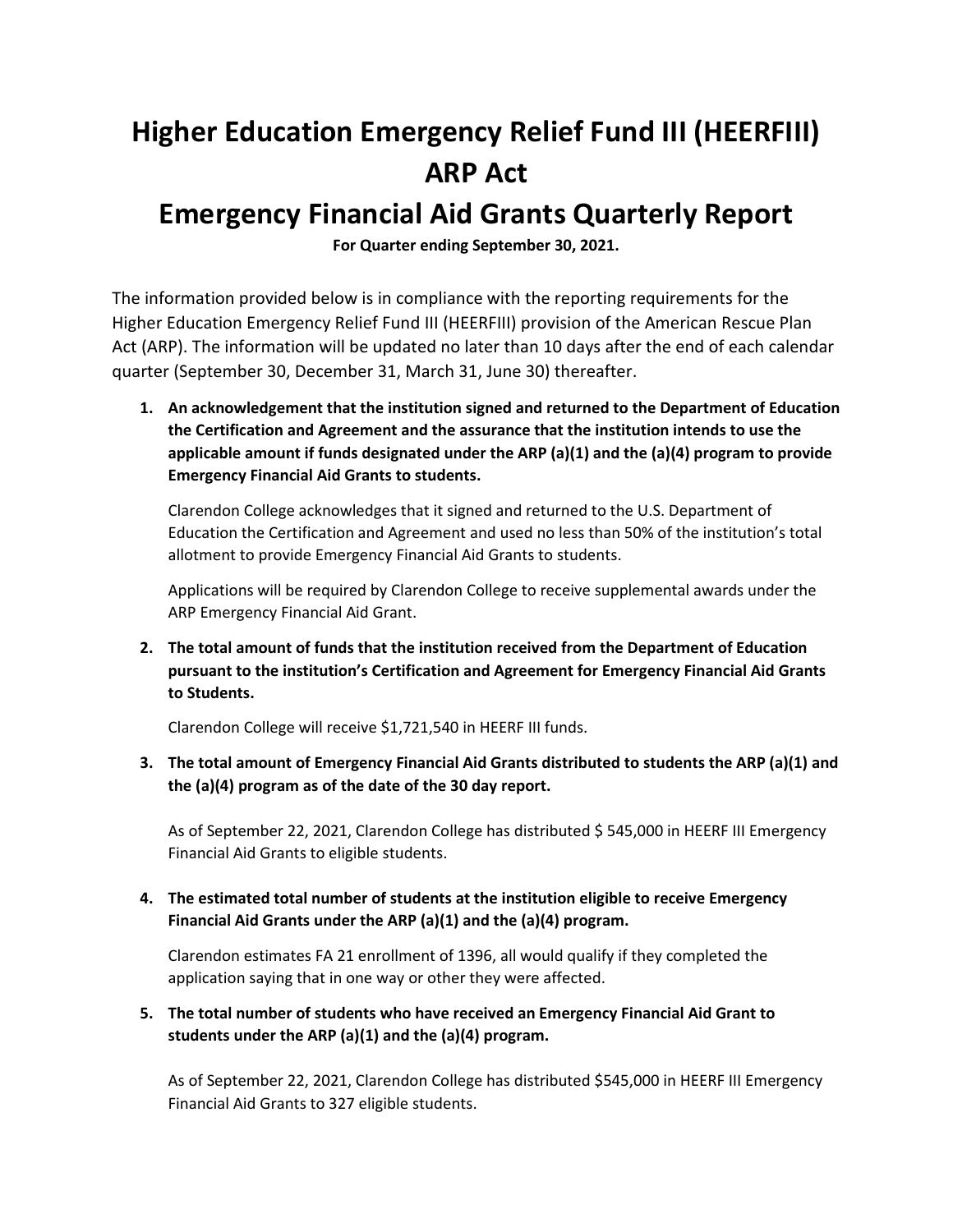# Higher Education Emergency Relief Fund III (HEERFIII) ARP Act

# Emergency Financial Aid Grants Quarterly Report

**For Quarter ending September 30, 2021.**

The information provided below is in compliance with the reporting requirements for the Higher Education Emergency Relief Fund III (HEERFIII) provision of the American Rescue Plan Act (ARP). The information will be updated no later than 10 days after the end of each calendar quarter (September 30, December 31, March 31, June 30) thereafter.

1. **An acknowledgement that the institution signed and returned to the Department of Education the Certification and Agreement and the assurance that the institution intends to use the applicable amount if funds designated under the ARP (a)(1) and the (a)(4) program to provide Emergency Financial Aid Grants to students.**

   Clarendon College acknowledges that it signed and returned to the U.S. Department of Education the Certification and Agreement and used no less than 50% of the institution's total allotment to provide Emergency Financial Aid Grants to students.

   Applications will be required by Clarendon College to receive supplemental awards under the ARP Emergency Financial Aid Grant.

2. **The total amount of funds that the institution received from the Department of Education pursuant to the institution's Certification and Agreement for Emergency Financial Aid Grants to Students.**

   Clarendon College will receive $1,721,540 in HEERF III funds.

3. **The total amount of Emergency Financial Aid Grants distributed to students the ARP (a)(1) and the (a)(4) program as of the date of the 30 day report.**

   As of September 22, 2021, Clarendon College has distributed $ 545,000 in HEERF III Emergency Financial Aid Grants to eligible students.

4. **The estimated total number of students at the institution eligible to receive Emergency Financial Aid Grants under the ARP (a)(1) and the (a)(4) program.**

   Clarendon estimates FA 21 enrollment of 1396, all would qualify if they completed the application saying that in one way or other they were affected.

5. **The total number of students who have received an Emergency Financial Aid Grant to students under the ARP (a)(1) and the (a)(4) program.**

   As of September 22, 2021, Clarendon College has distributed $545,000 in HEERF III Emergency Financial Aid Grants to 327 eligible students.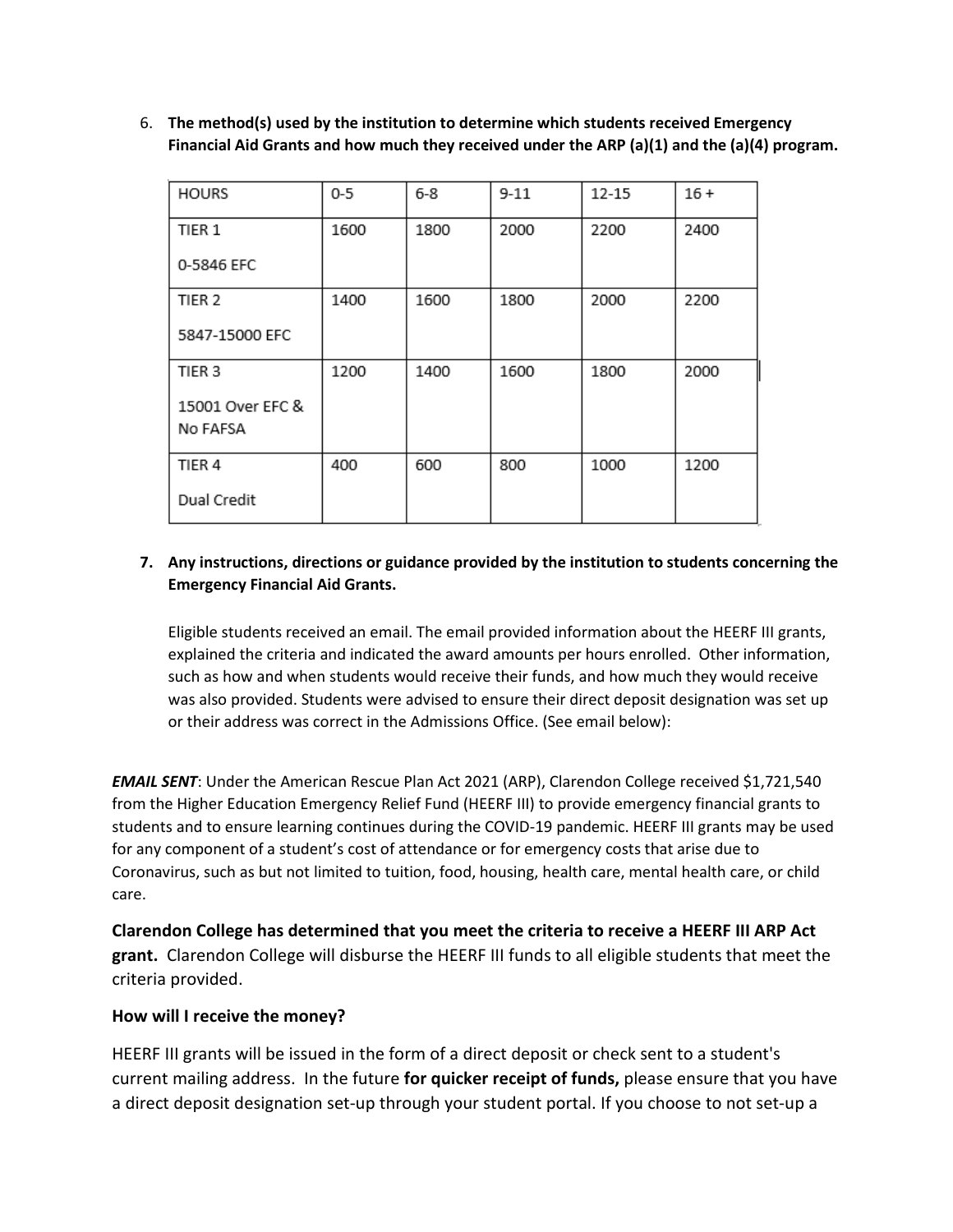6. **The method(s) used by the institution to determine which students received Emergency Financial Aid Grants and how much they received under the ARP (a)(1) and the (a)(4) program.**

| HOURS | 0-5 | 6-8 | 9-11 | 12-15 | 16 + |
|---|---|---|---|---|---|
| TIER 1<br>0-5846 EFC | 1600 | 1800 | 2000 | 2200 | 2400 |
| TIER 2<br>5847-15000 EFC | 1400 | 1600 | 1800 | 2000 | 2200 |
| TIER 3<br>15001 Over EFC & No FAFSA | 1200 | 1400 | 1600 | 1800 | 2000 |
| TIER 4<br>Dual Credit | 400 | 600 | 800 | 1000 | 1200 |

7. **Any instructions, directions or guidance provided by the institution to students concerning the Emergency Financial Aid Grants.**

   Eligible students received an email. The email provided information about the HEERF III grants, explained the criteria and indicated the award amounts per hours enrolled. Other information, such as how and when students would receive their funds, and how much they would receive was also provided. Students were advised to ensure their direct deposit designation was set up or their address was correct in the Admissions Office. (See email below):

***EMAIL SENT***: Under the American Rescue Plan Act 2021 (ARP), Clarendon College received $1,721,540 from the Higher Education Emergency Relief Fund (HEERF III) to provide emergency financial grants to students and to ensure learning continues during the COVID-19 pandemic. HEERF III grants may be used for any component of a student's cost of attendance or for emergency costs that arise due to Coronavirus, such as but not limited to tuition, food, housing, health care, mental health care, or child care.

**Clarendon College has determined that you meet the criteria to receive a HEERF III ARP Act grant.** Clarendon College will disburse the HEERF III funds to all eligible students that meet the criteria provided.

**How will I receive the money?**

HEERF III grants will be issued in the form of a direct deposit or check sent to a student's current mailing address. In the future **for quicker receipt of funds,** please ensure that you have a direct deposit designation set-up through your student portal. If you choose to not set-up a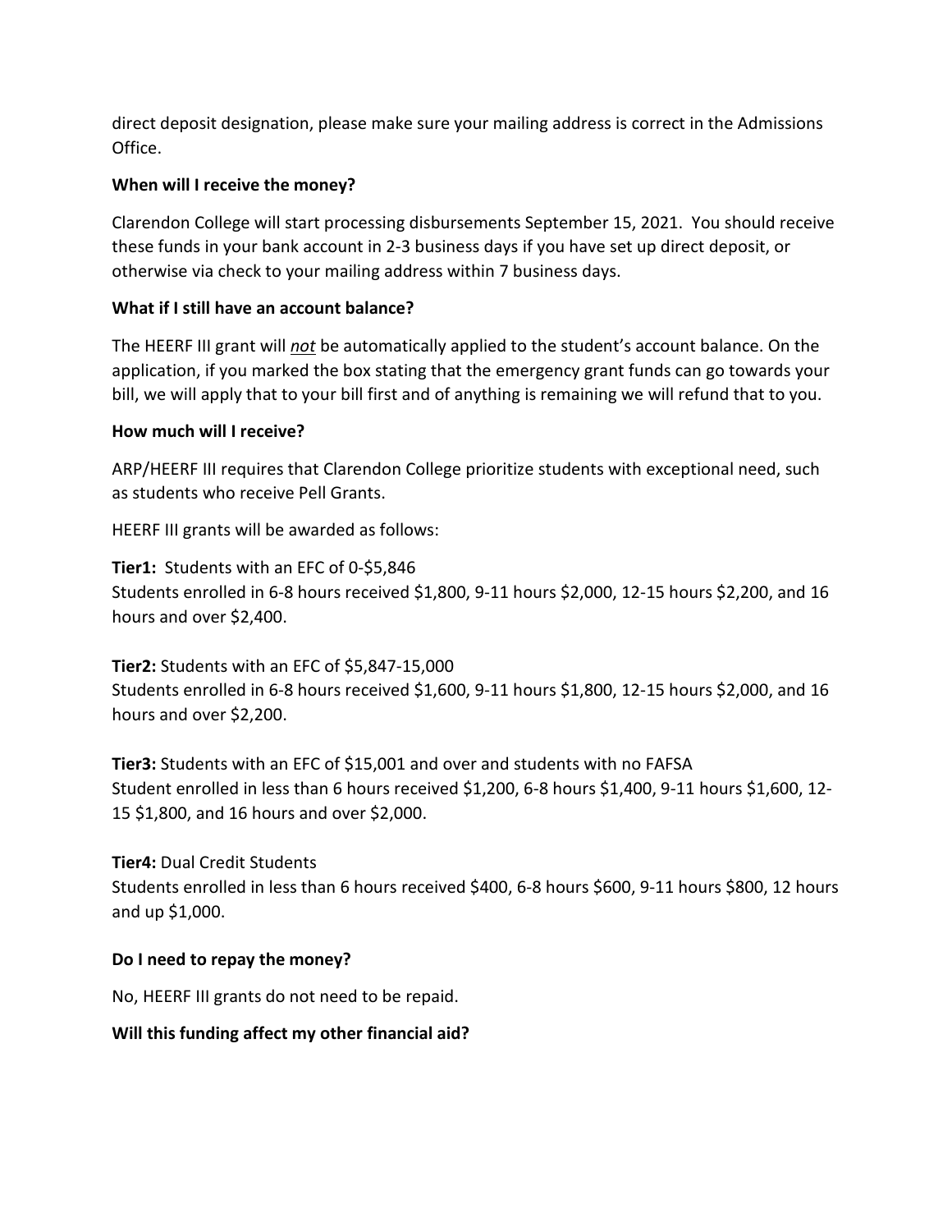direct deposit designation, please make sure your mailing address is correct in the Admissions Office.

**When will I receive the money?**

Clarendon College will start processing disbursements September 15, 2021. You should receive these funds in your bank account in 2-3 business days if you have set up direct deposit, or otherwise via check to your mailing address within 7 business days.

**What if I still have an account balance?**

The HEERF III grant will ***not*** be automatically applied to the student's account balance. On the application, if you marked the box stating that the emergency grant funds can go towards your bill, we will apply that to your bill first and of anything is remaining we will refund that to you.

**How much will I receive?**

ARP/HEERF III requires that Clarendon College prioritize students with exceptional need, such as students who receive Pell Grants.

HEERF III grants will be awarded as follows:

**Tier1:** Students with an EFC of 0-$5,846
Students enrolled in 6-8 hours received $1,800, 9-11 hours $2,000, 12-15 hours $2,200, and 16 hours and over $2,400.

**Tier2:** Students with an EFC of $5,847-15,000
Students enrolled in 6-8 hours received $1,600, 9-11 hours $1,800, 12-15 hours $2,000, and 16 hours and over $2,200.

**Tier3:** Students with an EFC of $15,001 and over and students with no FAFSA
Student enrolled in less than 6 hours received $1,200, 6-8 hours $1,400, 9-11 hours $1,600, 12-15 $1,800, and 16 hours and over $2,000.

**Tier4:** Dual Credit Students
Students enrolled in less than 6 hours received $400, 6-8 hours $600, 9-11 hours $800, 12 hours and up $1,000.

**Do I need to repay the money?**

No, HEERF III grants do not need to be repaid.

**Will this funding affect my other financial aid?**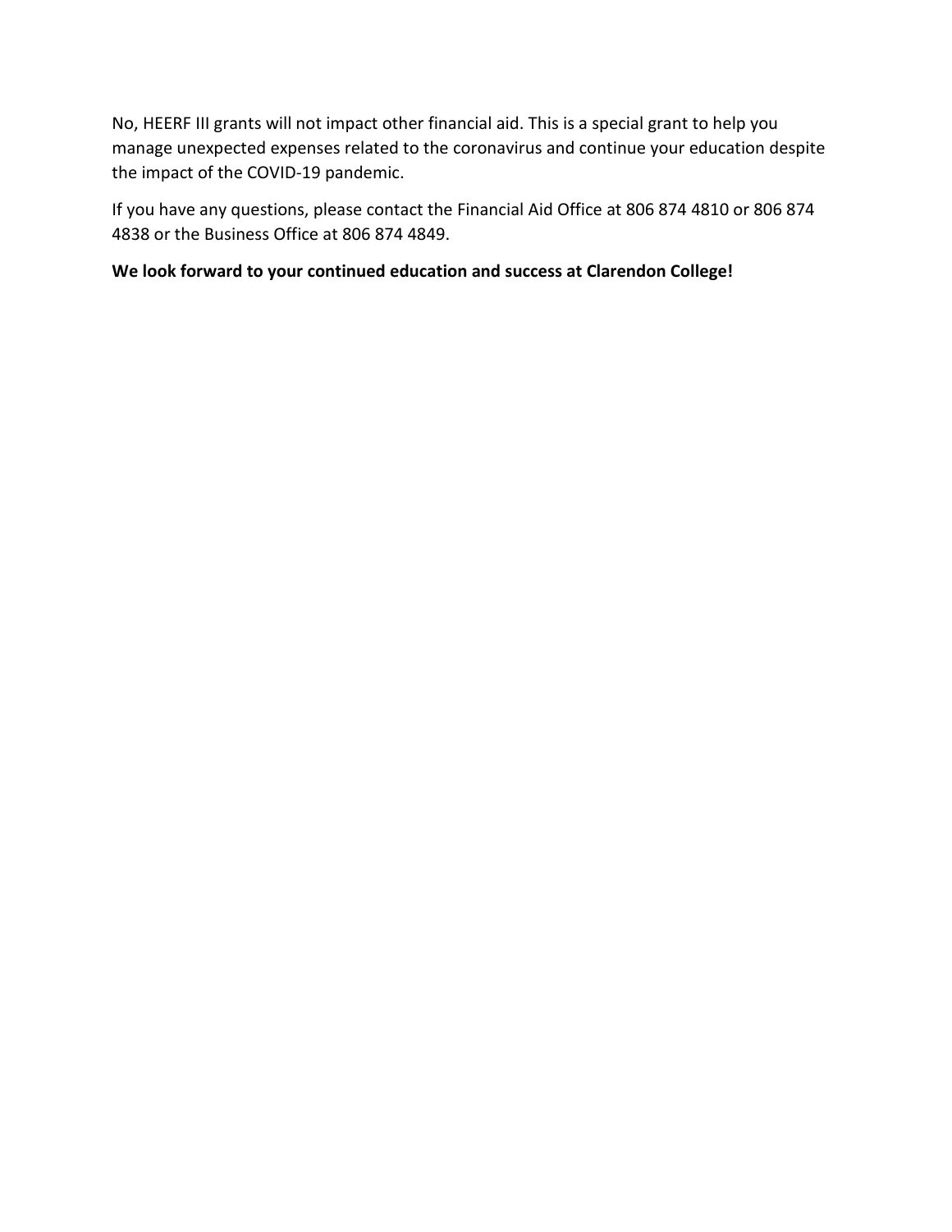No, HEERF III grants will not impact other financial aid. This is a special grant to help you manage unexpected expenses related to the coronavirus and continue your education despite the impact of the COVID-19 pandemic.

If you have any questions, please contact the Financial Aid Office at 806 874 4810 or 806 874 4838 or the Business Office at 806 874 4849.

**We look forward to your continued education and success at Clarendon College!**